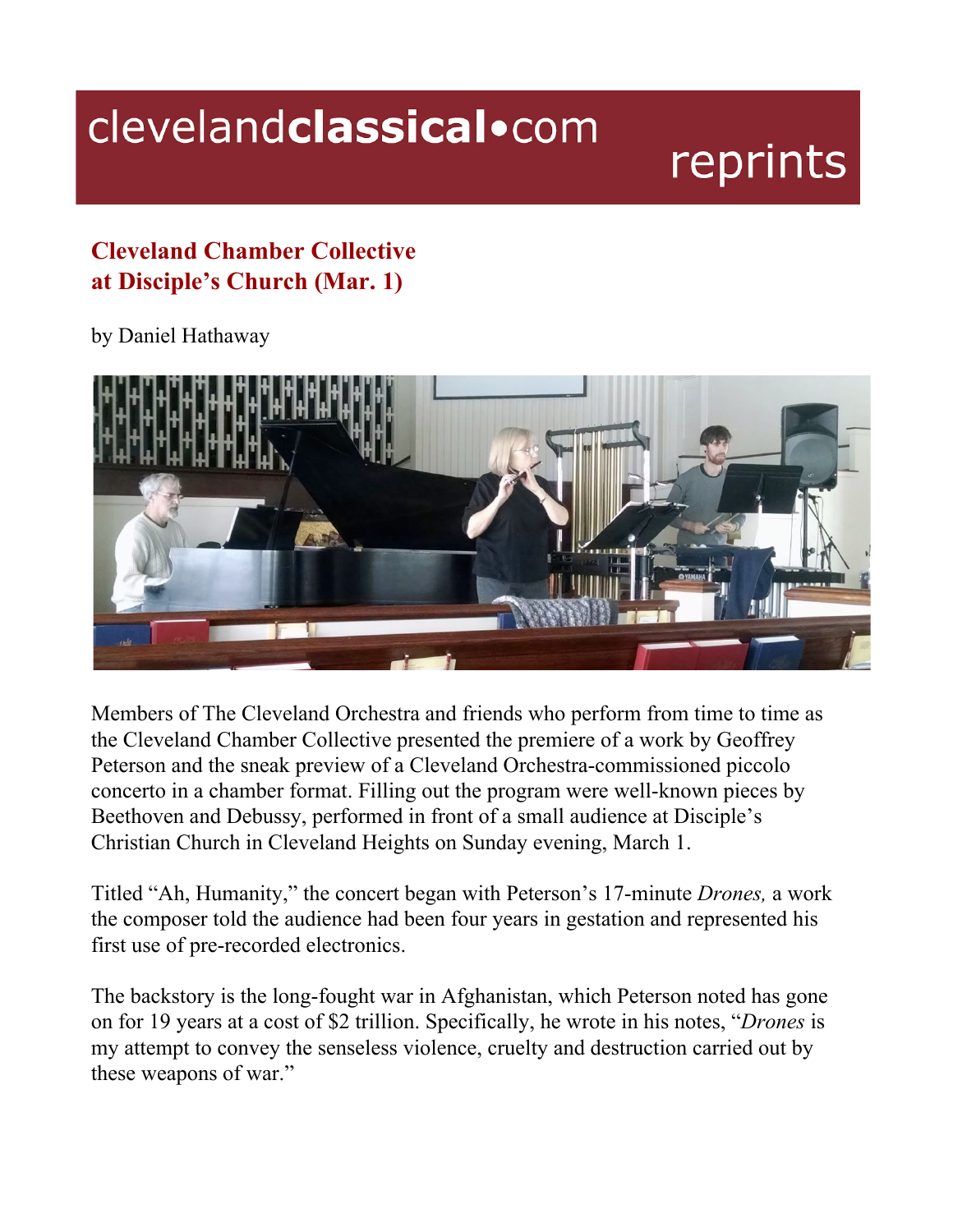# clevelandclassical•com reprints

## Cleveland Chamber Collective at Disciple's Church (Mar. 1)

by Daniel Hathaway

Members of The Cleveland Orchestra and friends who perform from time to time as the Cleveland Chamber Collective presented the premiere of a work by Geoffrey Peterson and the sneak preview of a Cleveland Orchestra-commissioned piccolo concerto in a chamber format. Filling out the program were well-known pieces by Beethoven and Debussy, performed in front of a small audience at Disciple's Christian Church in Cleveland Heights on Sunday evening, March 1.

Titled "Ah, Humanity," the concert began with Peterson's 17-minute *Drones,* a work the composer told the audience had been four years in gestation and represented his first use of pre-recorded electronics.

The backstory is the long-fought war in Afghanistan, which Peterson noted has gone on for 19 years at a cost of $2 trillion. Specifically, he wrote in his notes, "*Drones* is my attempt to convey the senseless violence, cruelty and destruction carried out by these weapons of war."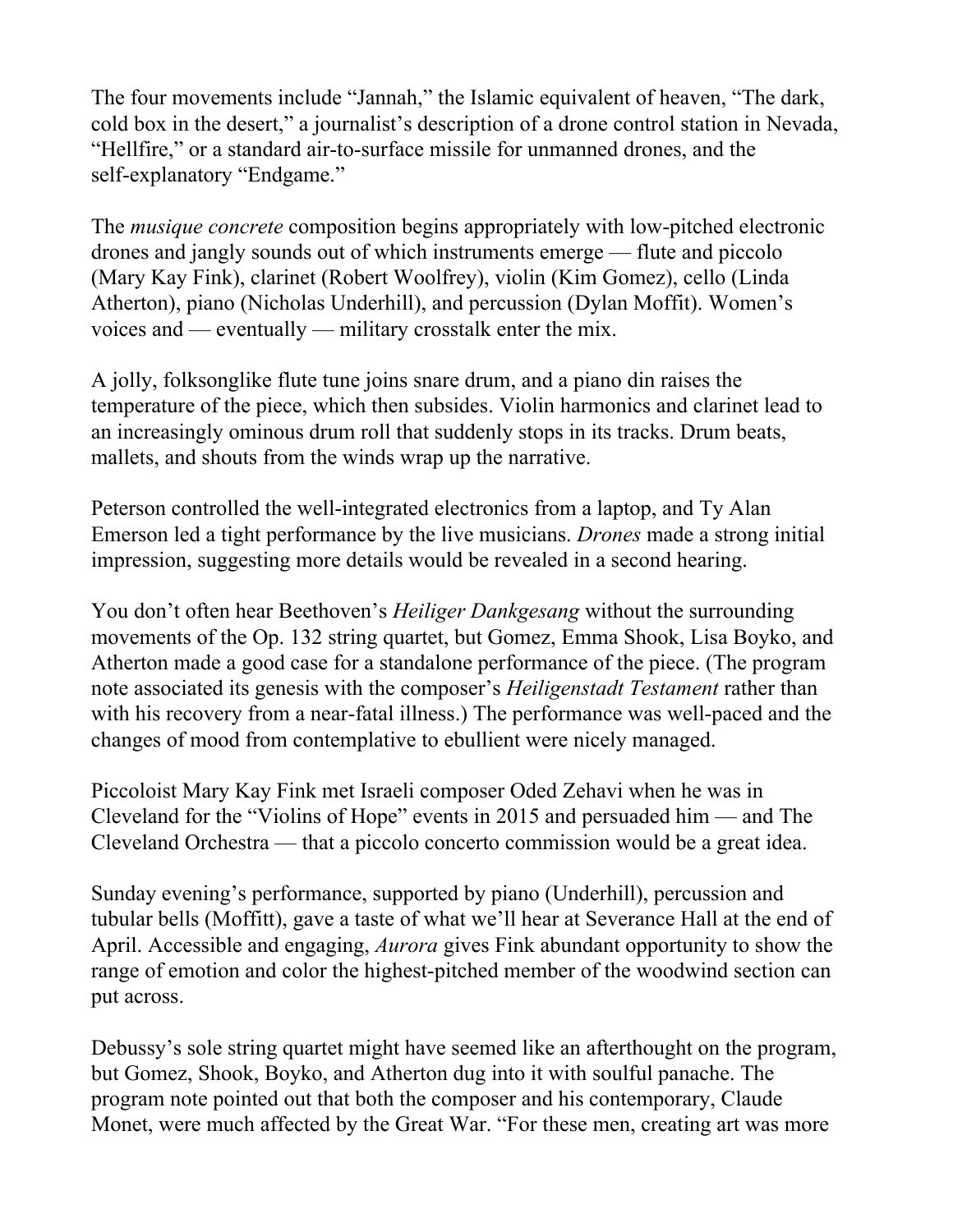The four movements include "Jannah," the Islamic equivalent of heaven, "The dark, cold box in the desert," a journalist's description of a drone control station in Nevada, "Hellfire," or a standard air-to-surface missile for unmanned drones, and the self-explanatory "Endgame."

The *musique concrete* composition begins appropriately with low-pitched electronic drones and jangly sounds out of which instruments emerge — flute and piccolo (Mary Kay Fink), clarinet (Robert Woolfrey), violin (Kim Gomez), cello (Linda Atherton), piano (Nicholas Underhill), and percussion (Dylan Moffit). Women's voices and — eventually — military crosstalk enter the mix.

A jolly, folksonglike flute tune joins snare drum, and a piano din raises the temperature of the piece, which then subsides. Violin harmonics and clarinet lead to an increasingly ominous drum roll that suddenly stops in its tracks. Drum beats, mallets, and shouts from the winds wrap up the narrative.

Peterson controlled the well-integrated electronics from a laptop, and Ty Alan Emerson led a tight performance by the live musicians. *Drones* made a strong initial impression, suggesting more details would be revealed in a second hearing.

You don't often hear Beethoven's *Heiliger Dankgesang* without the surrounding movements of the Op. 132 string quartet, but Gomez, Emma Shook, Lisa Boyko, and Atherton made a good case for a standalone performance of the piece. (The program note associated its genesis with the composer's *Heiligenstadt Testament* rather than with his recovery from a near-fatal illness.) The performance was well-paced and the changes of mood from contemplative to ebullient were nicely managed.

Piccoloist Mary Kay Fink met Israeli composer Oded Zehavi when he was in Cleveland for the "Violins of Hope" events in 2015 and persuaded him — and The Cleveland Orchestra — that a piccolo concerto commission would be a great idea.

Sunday evening's performance, supported by piano (Underhill), percussion and tubular bells (Moffitt), gave a taste of what we'll hear at Severance Hall at the end of April. Accessible and engaging, *Aurora* gives Fink abundant opportunity to show the range of emotion and color the highest-pitched member of the woodwind section can put across.

Debussy's sole string quartet might have seemed like an afterthought on the program, but Gomez, Shook, Boyko, and Atherton dug into it with soulful panache. The program note pointed out that both the composer and his contemporary, Claude Monet, were much affected by the Great War. "For these men, creating art was more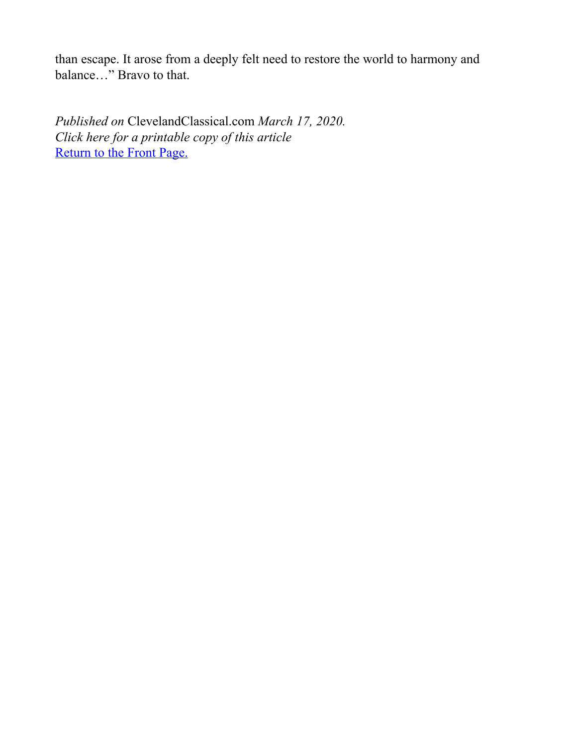than escape. It arose from a deeply felt need to restore the world to harmony and balance…" Bravo to that.

*Published on* ClevelandClassical.com *March 17, 2020.*
*Click here for a printable copy of this article*
[Return to the Front Page.]